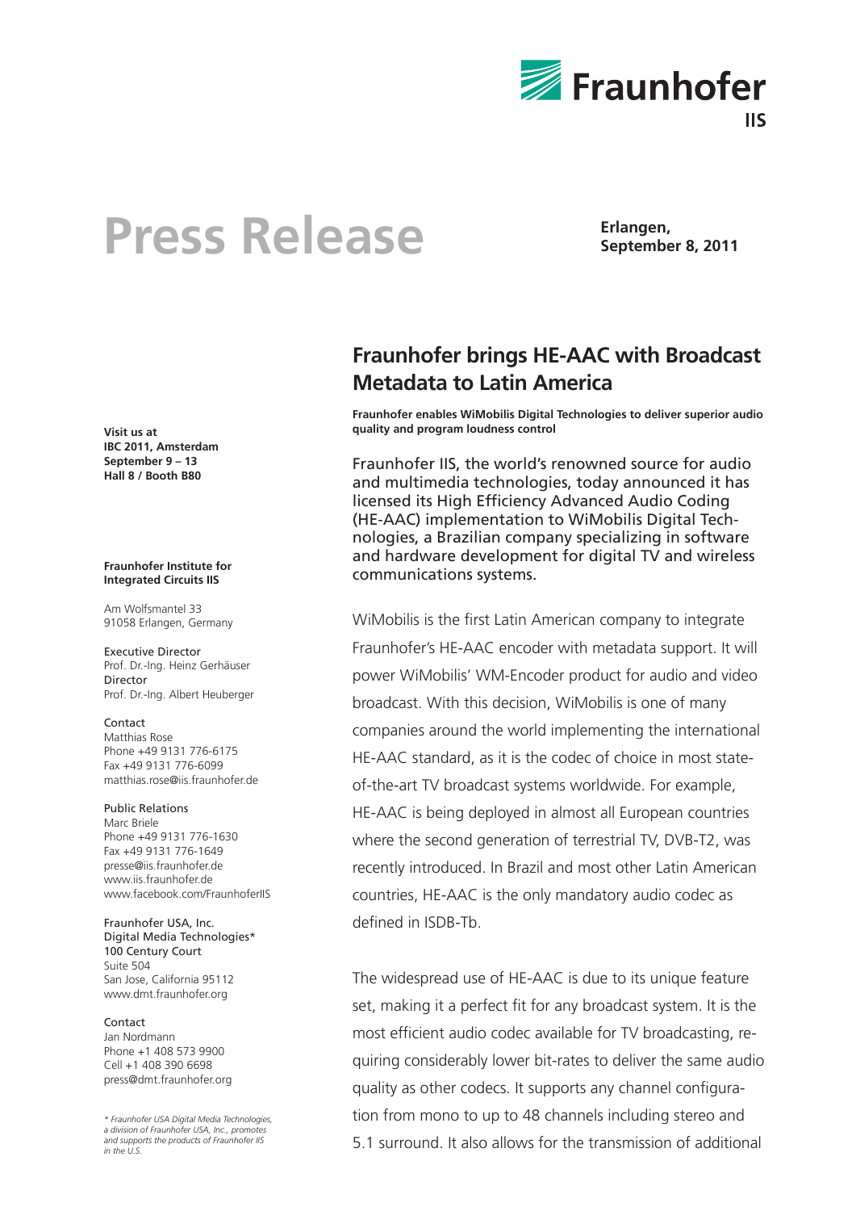# Press Release

**Erlangen, September 8, 2011**

**Visit us at IBC 2011, Amsterdam September 9 – 13 Hall 8 / Booth B80**

## Fraunhofer brings HE-AAC with Broadcast Metadata to Latin America

**Fraunhofer enables WiMobilis Digital Technologies to deliver superior audio quality and program loudness control**

Fraunhofer IIS, the world's renowned source for audio and multimedia technologies, today announced it has licensed its High Efficiency Advanced Audio Coding (HE-AAC) implementation to WiMobilis Digital Technologies, a Brazilian company specializing in software and hardware development for digital TV and wireless communications systems.

WiMobilis is the first Latin American company to integrate Fraunhofer's HE-AAC encoder with metadata support. It will power WiMobilis' WM-Encoder product for audio and video broadcast. With this decision, WiMobilis is one of many companies around the world implementing the international HE-AAC standard, as it is the codec of choice in most state-of-the-art TV broadcast systems worldwide. For example, HE-AAC is being deployed in almost all European countries where the second generation of terrestrial TV, DVB-T2, was recently introduced. In Brazil and most other Latin American countries, HE-AAC is the only mandatory audio codec as defined in ISDB-Tb.

The widespread use of HE-AAC is due to its unique feature set, making it a perfect fit for any broadcast system. It is the most efficient audio codec available for TV broadcasting, requiring considerably lower bit-rates to deliver the same audio quality as other codecs. It supports any channel configuration from mono to up to 48 channels including stereo and 5.1 surround. It also allows for the transmission of additional

**Fraunhofer Institute for Integrated Circuits IIS**

Am Wolfsmantel 33
91058 Erlangen, Germany

Executive Director
Prof. Dr.-Ing. Heinz Gerhäuser
Director
Prof. Dr.-Ing. Albert Heuberger

Contact
Matthias Rose
Phone +49 9131 776-6175
Fax +49 9131 776-6099
matthias.rose@iis.fraunhofer.de

Public Relations
Marc Briele
Phone +49 9131 776-1630
Fax +49 9131 776-1649
presse@iis.fraunhofer.de
www.iis.fraunhofer.de
www.facebook.com/FraunhoferIIS

Fraunhofer USA, Inc.
Digital Media Technologies*
100 Century Court
Suite 504
San Jose, California 95112
www.dmt.fraunhofer.org

Contact
Jan Nordmann
Phone +1 408 573 9900
Cell +1 408 390 6698
press@dmt.fraunhofer.org

*\* Fraunhofer USA Digital Media Technologies, a division of Fraunhofer USA, Inc., promotes and supports the products of Fraunhofer IIS in the U.S.*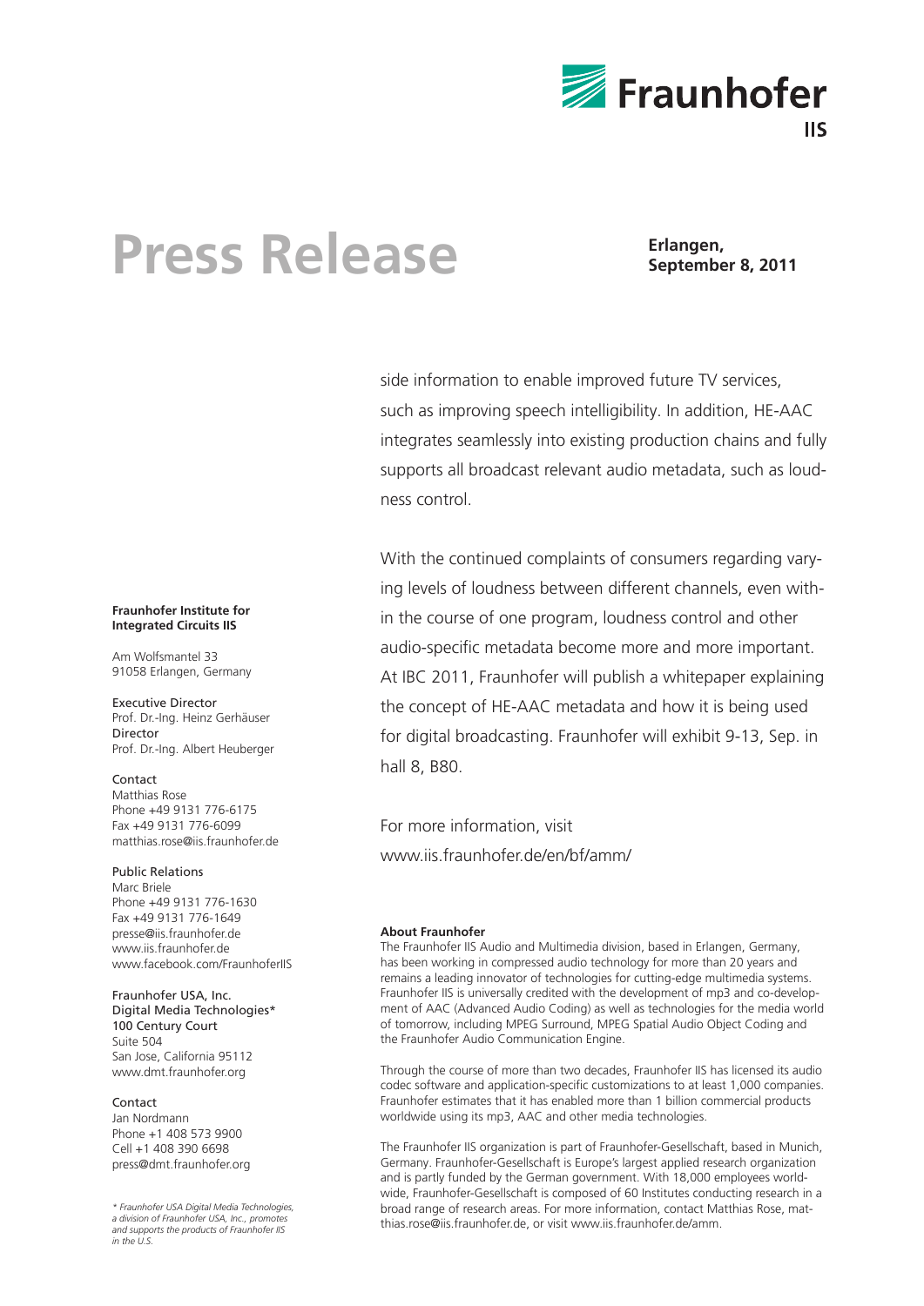# Press Release

**Erlangen, September 8, 2011**

side information to enable improved future TV services, such as improving speech intelligibility. In addition, HE-AAC integrates seamlessly into existing production chains and fully supports all broadcast relevant audio metadata, such as loudness control.

With the continued complaints of consumers regarding varying levels of loudness between different channels, even within the course of one program, loudness control and other audio-specific metadata become more and more important. At IBC 2011, Fraunhofer will publish a whitepaper explaining the concept of HE-AAC metadata and how it is being used for digital broadcasting. Fraunhofer will exhibit 9-13, Sep. in hall 8, B80.

For more information, visit
www.iis.fraunhofer.de/en/bf/amm/

**About Fraunhofer**

The Fraunhofer IIS Audio and Multimedia division, based in Erlangen, Germany, has been working in compressed audio technology for more than 20 years and remains a leading innovator of technologies for cutting-edge multimedia systems. Fraunhofer IIS is universally credited with the development of mp3 and co-development of AAC (Advanced Audio Coding) as well as technologies for the media world of tomorrow, including MPEG Surround, MPEG Spatial Audio Object Coding and the Fraunhofer Audio Communication Engine.

Through the course of more than two decades, Fraunhofer IIS has licensed its audio codec software and application-specific customizations to at least 1,000 companies. Fraunhofer estimates that it has enabled more than 1 billion commercial products worldwide using its mp3, AAC and other media technologies.

The Fraunhofer IIS organization is part of Fraunhofer-Gesellschaft, based in Munich, Germany. Fraunhofer-Gesellschaft is Europe's largest applied research organization and is partly funded by the German government. With 18,000 employees worldwide, Fraunhofer-Gesellschaft is composed of 60 Institutes conducting research in a broad range of research areas. For more information, contact Matthias Rose, matthias.rose@iis.fraunhofer.de, or visit www.iis.fraunhofer.de/amm.

**Fraunhofer Institute for Integrated Circuits IIS**

Am Wolfsmantel 33
91058 Erlangen, Germany

Executive Director
Prof. Dr.-Ing. Heinz Gerhäuser
Director
Prof. Dr.-Ing. Albert Heuberger

Contact
Matthias Rose
Phone +49 9131 776-6175
Fax +49 9131 776-6099
matthias.rose@iis.fraunhofer.de

Public Relations
Marc Briele
Phone +49 9131 776-1630
Fax +49 9131 776-1649
presse@iis.fraunhofer.de
www.iis.fraunhofer.de
www.facebook.com/FraunhoferIIS

Fraunhofer USA, Inc.
Digital Media Technologies*
100 Century Court
Suite 504
San Jose, California 95112
www.dmt.fraunhofer.org

Contact
Jan Nordmann
Phone +1 408 573 9900
Cell +1 408 390 6698
press@dmt.fraunhofer.org

*\* Fraunhofer USA Digital Media Technologies, a division of Fraunhofer USA, Inc., promotes and supports the products of Fraunhofer IIS in the U.S.*